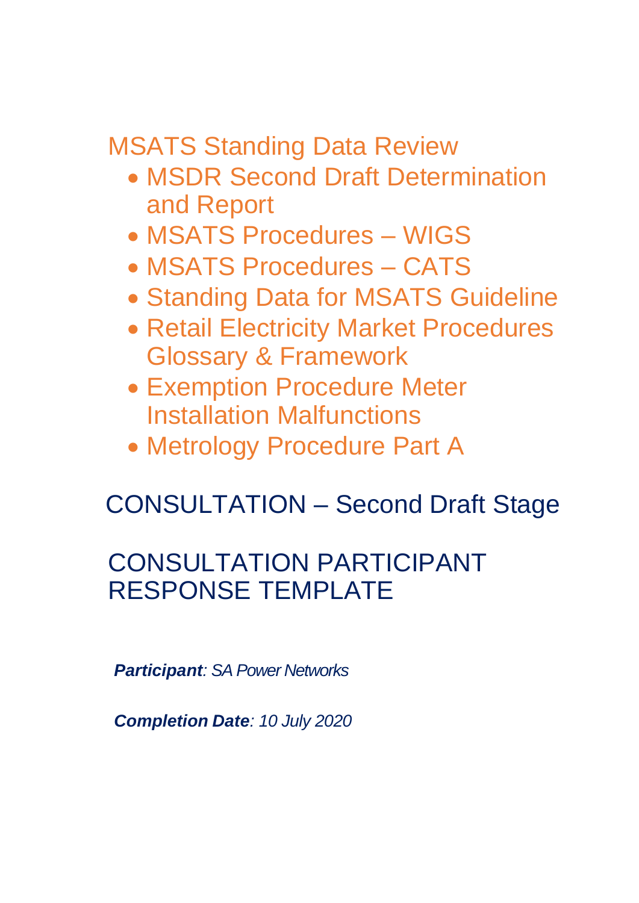# MSATS Standing Data Review

- MSDR Second Draft Determination and Report
- MSATS Procedures – WIGS
- MSATS Procedures – CATS
- Standing Data for MSATS Guideline
- Retail Electricity Market Procedures Glossary & Framework
- Exemption Procedure Meter Installation Malfunctions
- Metrology Procedure Part A

## CONSULTATION – Second Draft Stage

## CONSULTATION PARTICIPANT RESPONSE TEMPLATE

***Participant***: *SA Power Networks*

***Completion Date***: *10 July 2020*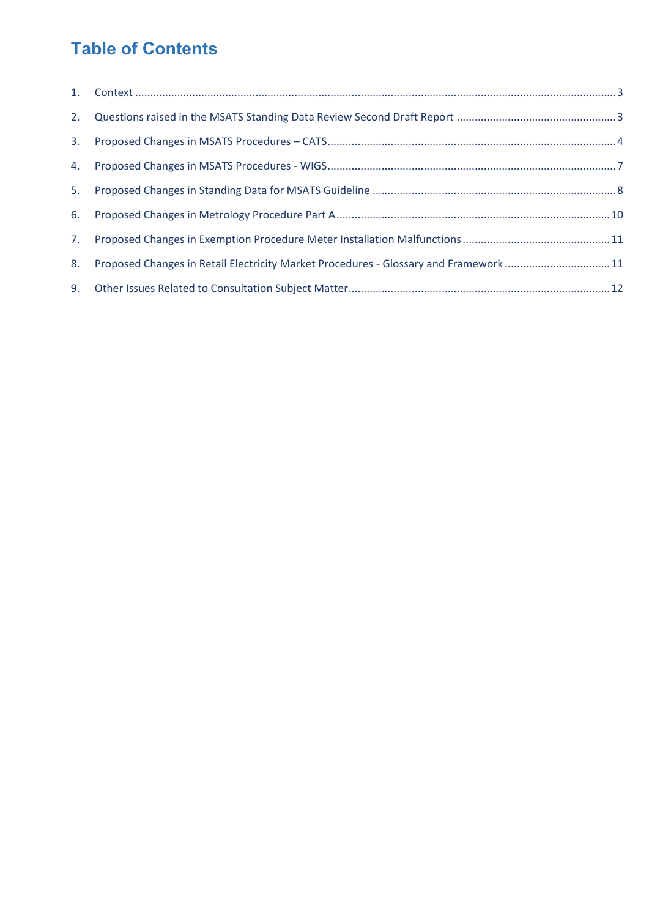# Table of Contents

1. Context ..... 3
2. Questions raised in the MSATS Standing Data Review Second Draft Report ..... 3
3. Proposed Changes in MSATS Procedures – CATS ..... 4
4. Proposed Changes in MSATS Procedures - WIGS ..... 7
5. Proposed Changes in Standing Data for MSATS Guideline ..... 8
6. Proposed Changes in Metrology Procedure Part A ..... 10
7. Proposed Changes in Exemption Procedure Meter Installation Malfunctions ..... 11
8. Proposed Changes in Retail Electricity Market Procedures - Glossary and Framework ..... 11
9. Other Issues Related to Consultation Subject Matter ..... 12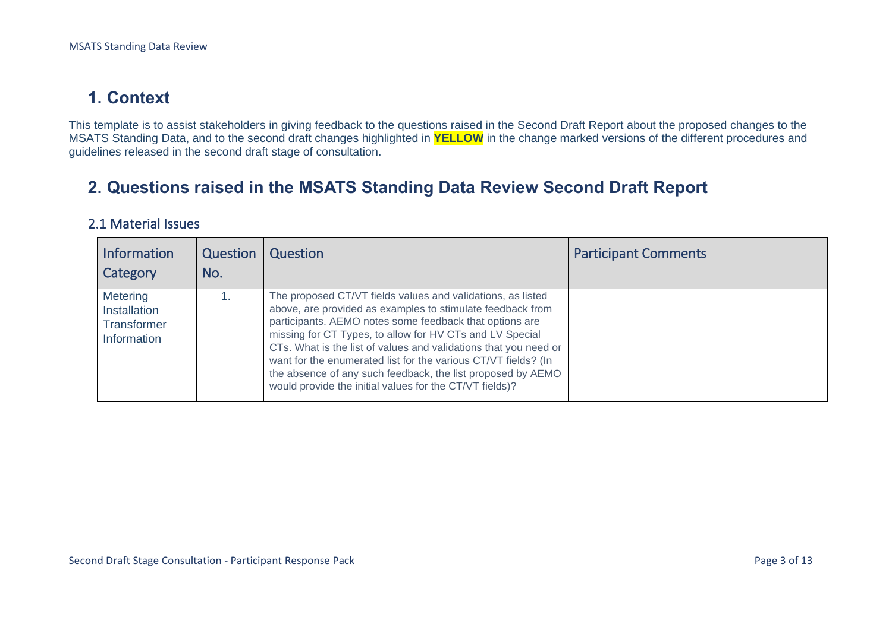# 1. Context

This template is to assist stakeholders in giving feedback to the questions raised in the Second Draft Report about the proposed changes to the MSATS Standing Data, and to the second draft changes highlighted in **YELLOW** in the change marked versions of the different procedures and guidelines released in the second draft stage of consultation.

# 2. Questions raised in the MSATS Standing Data Review Second Draft Report

## 2.1 Material Issues

| Information Category | Question No. | Question | Participant Comments |
|---|---|---|---|
| Metering Installation Transformer Information | 1. | The proposed CT/VT fields values and validations, as listed above, are provided as examples to stimulate feedback from participants. AEMO notes some feedback that options are missing for CT Types, to allow for HV CTs and LV Special CTs. What is the list of values and validations that you need or want for the enumerated list for the various CT/VT fields? (In the absence of any such feedback, the list proposed by AEMO would provide the initial values for the CT/VT fields)? | |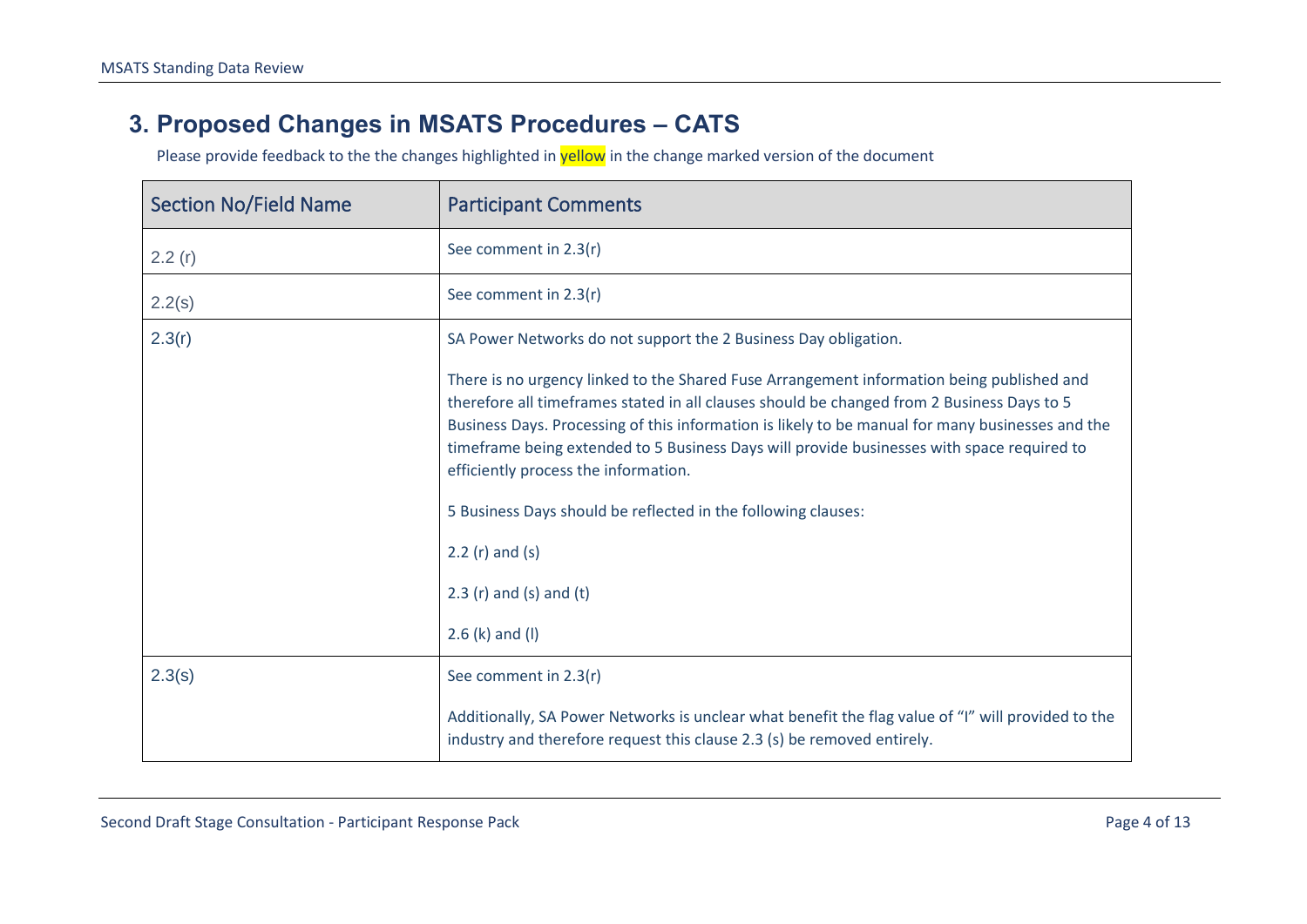## 3. Proposed Changes in MSATS Procedures – CATS

Please provide feedback to the the changes highlighted in yellow in the change marked version of the document

| Section No/Field Name | Participant Comments |
|---|---|
| 2.2 (r) | See comment in 2.3(r) |
| 2.2(s) | See comment in 2.3(r) |
| 2.3(r) | SA Power Networks do not support the 2 Business Day obligation.<br><br>There is no urgency linked to the Shared Fuse Arrangement information being published and therefore all timeframes stated in all clauses should be changed from 2 Business Days to 5 Business Days. Processing of this information is likely to be manual for many businesses and the timeframe being extended to 5 Business Days will provide businesses with space required to efficiently process the information.<br><br>5 Business Days should be reflected in the following clauses:<br><br>2.2 (r) and (s)<br><br>2.3 (r) and (s) and (t)<br><br>2.6 (k) and (l) |
| 2.3(s) | See comment in 2.3(r)<br><br>Additionally, SA Power Networks is unclear what benefit the flag value of "I" will provided to the industry and therefore request this clause 2.3 (s) be removed entirely. |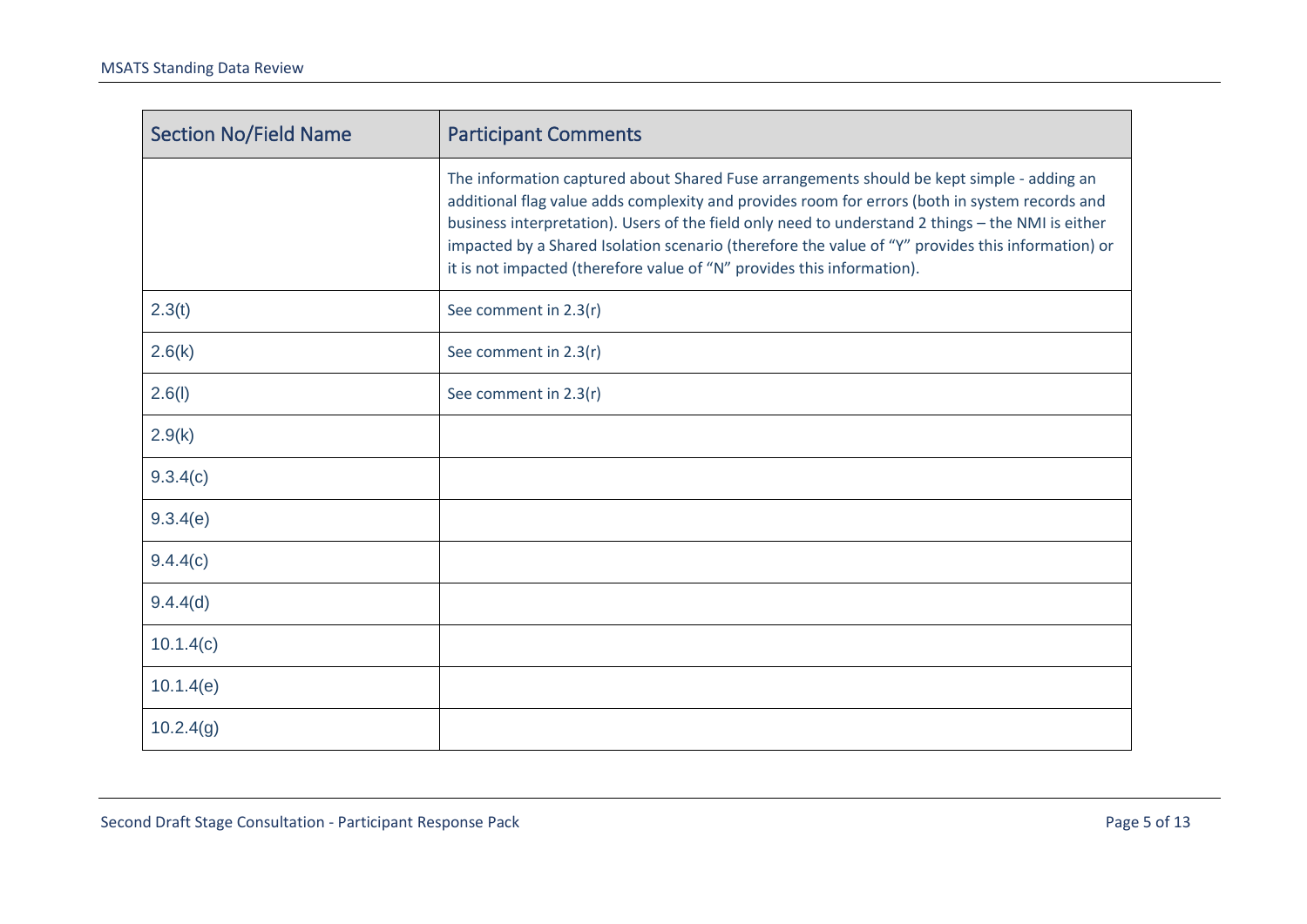| Section No/Field Name | Participant Comments |
| --- | --- |
| | The information captured about Shared Fuse arrangements should be kept simple - adding an additional flag value adds complexity and provides room for errors (both in system records and business interpretation). Users of the field only need to understand 2 things – the NMI is either impacted by a Shared Isolation scenario (therefore the value of "Y" provides this information) or it is not impacted (therefore value of "N" provides this information). |
| 2.3(t) | See comment in 2.3(r) |
| 2.6(k) | See comment in 2.3(r) |
| 2.6(l) | See comment in 2.3(r) |
| 2.9(k) | |
| 9.3.4(c) | |
| 9.3.4(e) | |
| 9.4.4(c) | |
| 9.4.4(d) | |
| 10.1.4(c) | |
| 10.1.4(e) | |
| 10.2.4(g) | |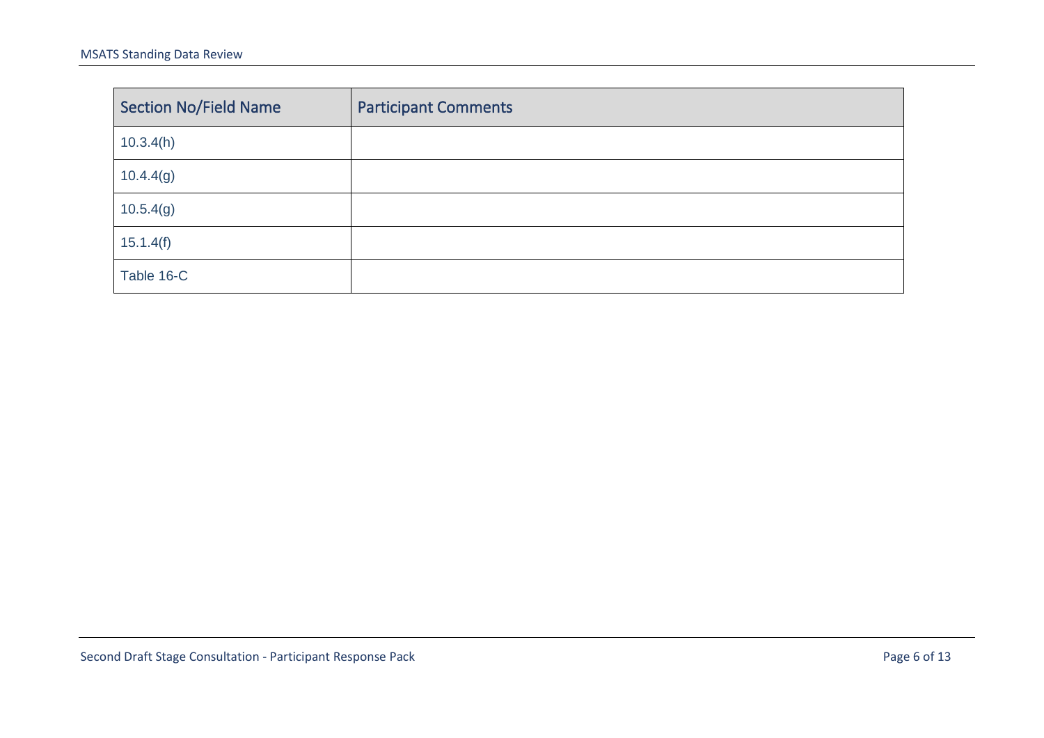| Section No/Field Name | Participant Comments |
| --- | --- |
| 10.3.4(h) | |
| 10.4.4(g) | |
| 10.5.4(g) | |
| 15.1.4(f) | |
| Table 16-C | |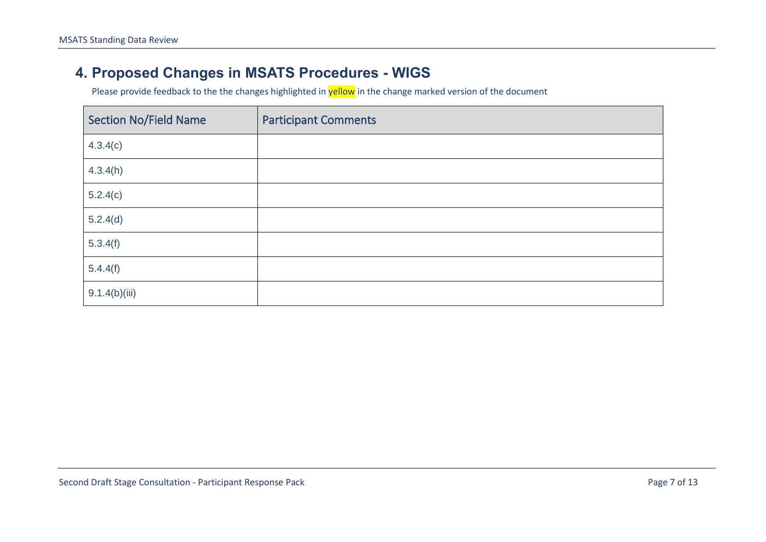## 4. Proposed Changes in MSATS Procedures - WIGS

Please provide feedback to the the changes highlighted in yellow in the change marked version of the document

| Section No/Field Name | Participant Comments |
|---|---|
| 4.3.4(c) | |
| 4.3.4(h) | |
| 5.2.4(c) | |
| 5.2.4(d) | |
| 5.3.4(f) | |
| 5.4.4(f) | |
| 9.1.4(b)(iii) | |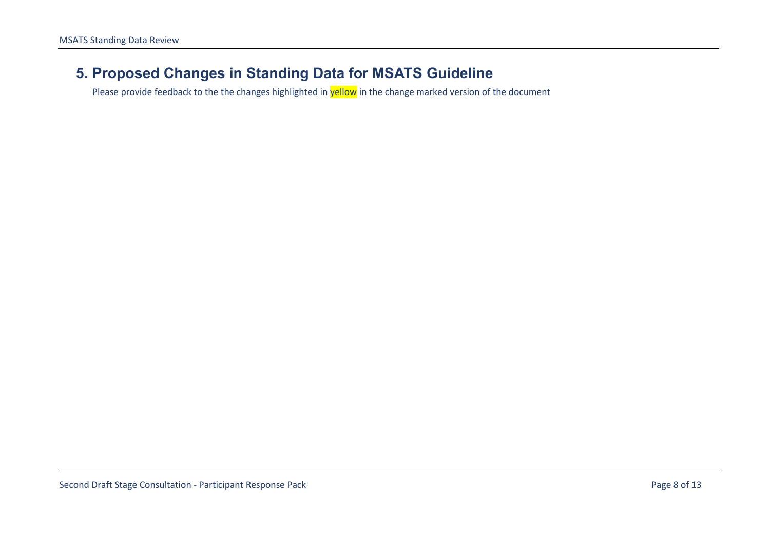## 5. Proposed Changes in Standing Data for MSATS Guideline

Please provide feedback to the the changes highlighted in yellow in the change marked version of the document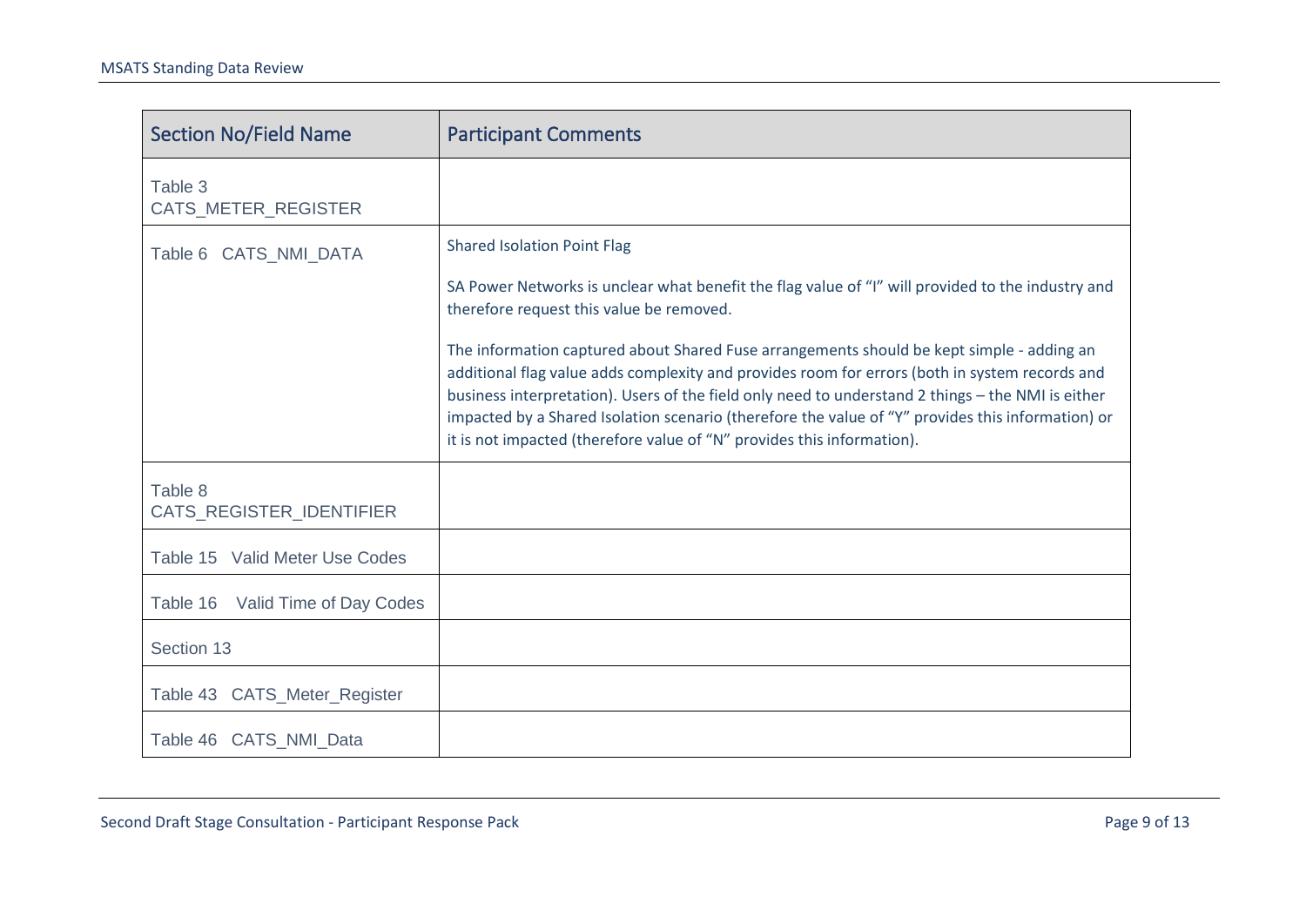| Section No/Field Name | Participant Comments |
|---|---|
| Table 3 CATS_METER_REGISTER | |
| Table 6 CATS_NMI_DATA | Shared Isolation Point Flag<br><br>SA Power Networks is unclear what benefit the flag value of "I" will provided to the industry and therefore request this value be removed.<br><br>The information captured about Shared Fuse arrangements should be kept simple - adding an additional flag value adds complexity and provides room for errors (both in system records and business interpretation). Users of the field only need to understand 2 things – the NMI is either impacted by a Shared Isolation scenario (therefore the value of "Y" provides this information) or it is not impacted (therefore value of "N" provides this information). |
| Table 8 CATS_REGISTER_IDENTIFIER | |
| Table 15 Valid Meter Use Codes | |
| Table 16 Valid Time of Day Codes | |
| Section 13 | |
| Table 43 CATS_Meter_Register | |
| Table 46 CATS_NMI_Data | |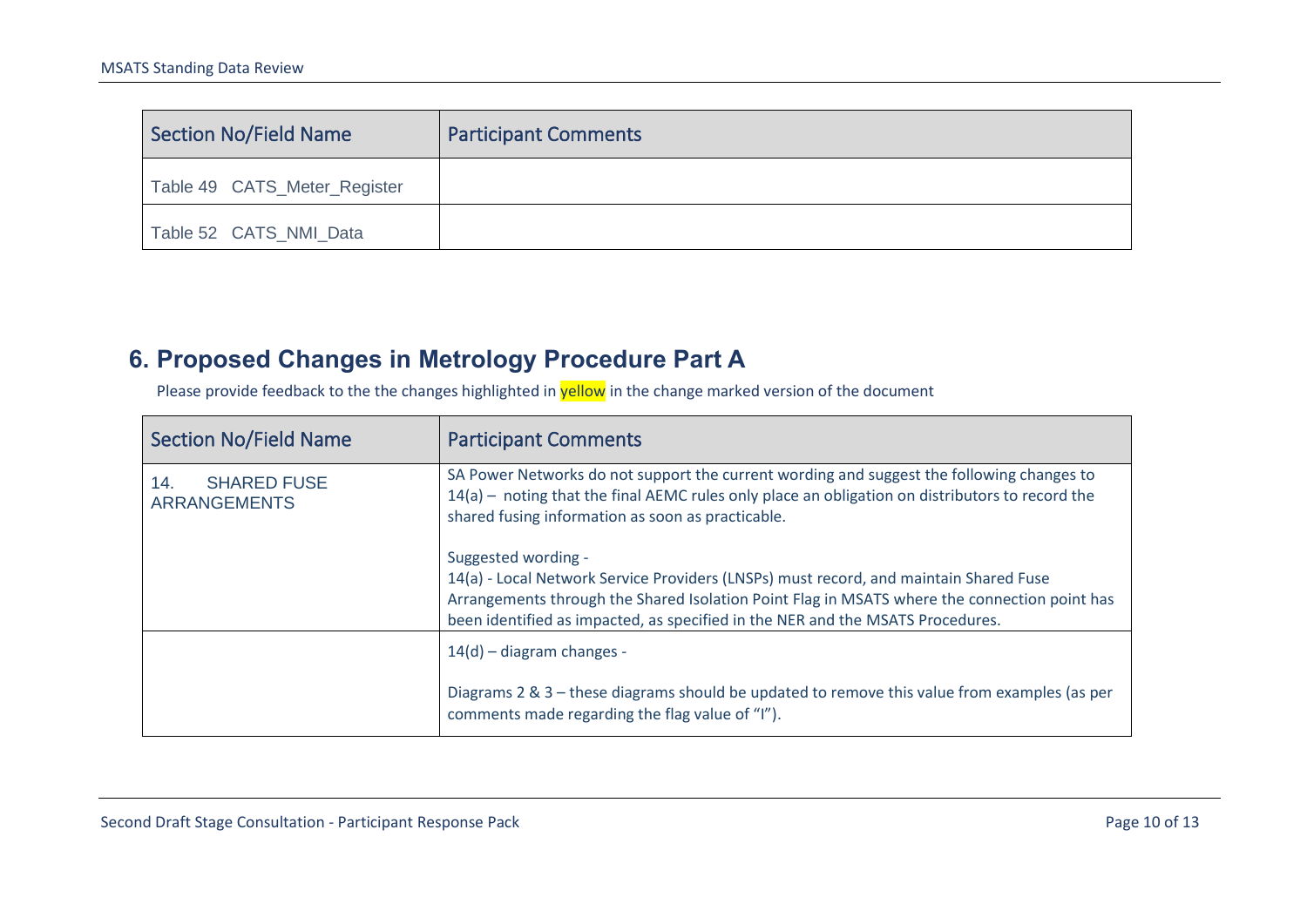| Section No/Field Name | Participant Comments |
| --- | --- |
| Table 49 CATS_Meter_Register | |
| Table 52 CATS_NMI_Data | |

## 6. Proposed Changes in Metrology Procedure Part A

Please provide feedback to the the changes highlighted in yellow in the change marked version of the document

| Section No/Field Name | Participant Comments |
| --- | --- |
| 14. SHARED FUSE ARRANGEMENTS | SA Power Networks do not support the current wording and suggest the following changes to 14(a) – noting that the final AEMC rules only place an obligation on distributors to record the shared fusing information as soon as practicable.<br><br>Suggested wording -<br>14(a) - Local Network Service Providers (LNSPs) must record, and maintain Shared Fuse Arrangements through the Shared Isolation Point Flag in MSATS where the connection point has been identified as impacted, as specified in the NER and the MSATS Procedures. |
| | 14(d) – diagram changes -<br><br>Diagrams 2 & 3 – these diagrams should be updated to remove this value from examples (as per comments made regarding the flag value of "I"). |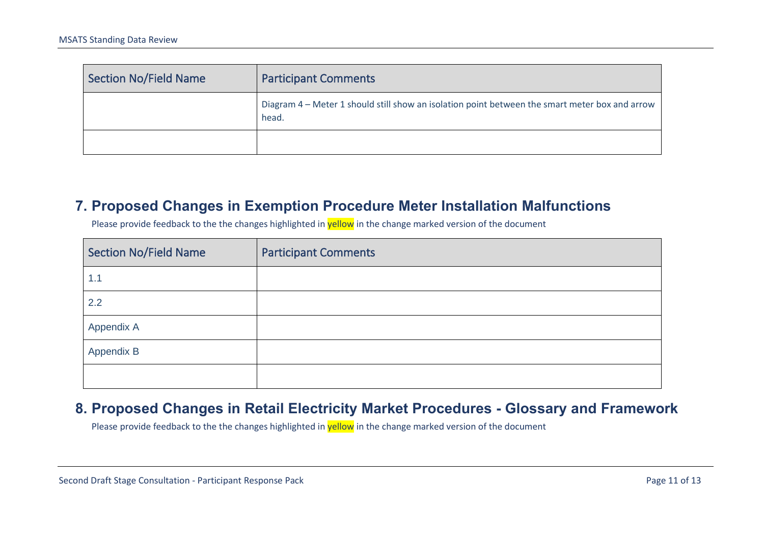| Section No/Field Name | Participant Comments |
|---|---|
| | Diagram 4 – Meter 1 should still show an isolation point between the smart meter box and arrow head. |
| | |

## 7. Proposed Changes in Exemption Procedure Meter Installation Malfunctions

Please provide feedback to the the changes highlighted in yellow in the change marked version of the document

| Section No/Field Name | Participant Comments |
|---|---|
| 1.1 | |
| 2.2 | |
| Appendix A | |
| Appendix B | |
| | |

## 8. Proposed Changes in Retail Electricity Market Procedures - Glossary and Framework

Please provide feedback to the the changes highlighted in yellow in the change marked version of the document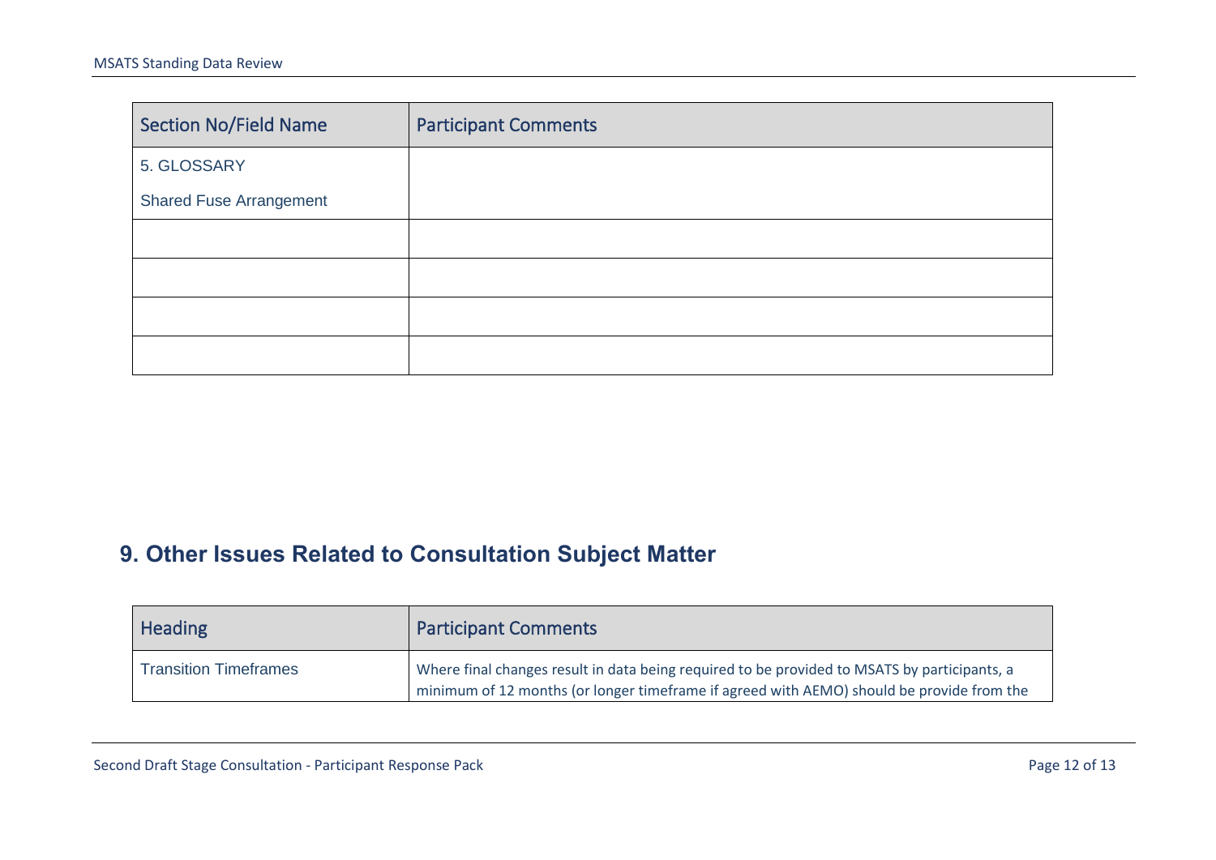| Section No/Field Name | Participant Comments |
|---|---|
| 5. GLOSSARY<br><br>Shared Fuse Arrangement | |
| | |
| | |
| | |
| | |

## 9. Other Issues Related to Consultation Subject Matter

| Heading | Participant Comments |
|---|---|
| Transition Timeframes | Where final changes result in data being required to be provided to MSATS by participants, a minimum of 12 months (or longer timeframe if agreed with AEMO) should be provide from the |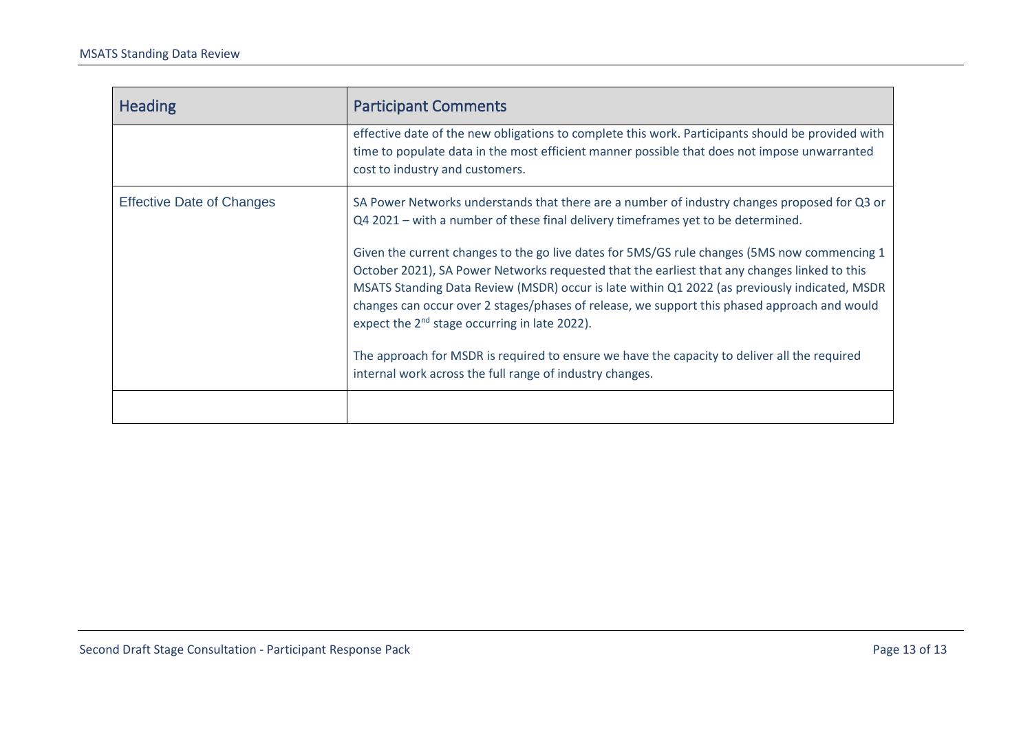| Heading | Participant Comments |
|---|---|
| | effective date of the new obligations to complete this work. Participants should be provided with time to populate data in the most efficient manner possible that does not impose unwarranted cost to industry and customers. |
| Effective Date of Changes | SA Power Networks understands that there are a number of industry changes proposed for Q3 or Q4 2021 – with a number of these final delivery timeframes yet to be determined.<br><br>Given the current changes to the go live dates for 5MS/GS rule changes (5MS now commencing 1 October 2021), SA Power Networks requested that the earliest that any changes linked to this MSATS Standing Data Review (MSDR) occur is late within Q1 2022 (as previously indicated, MSDR changes can occur over 2 stages/phases of release, we support this phased approach and would expect the 2nd stage occurring in late 2022).<br><br>The approach for MSDR is required to ensure we have the capacity to deliver all the required internal work across the full range of industry changes. |
| | |